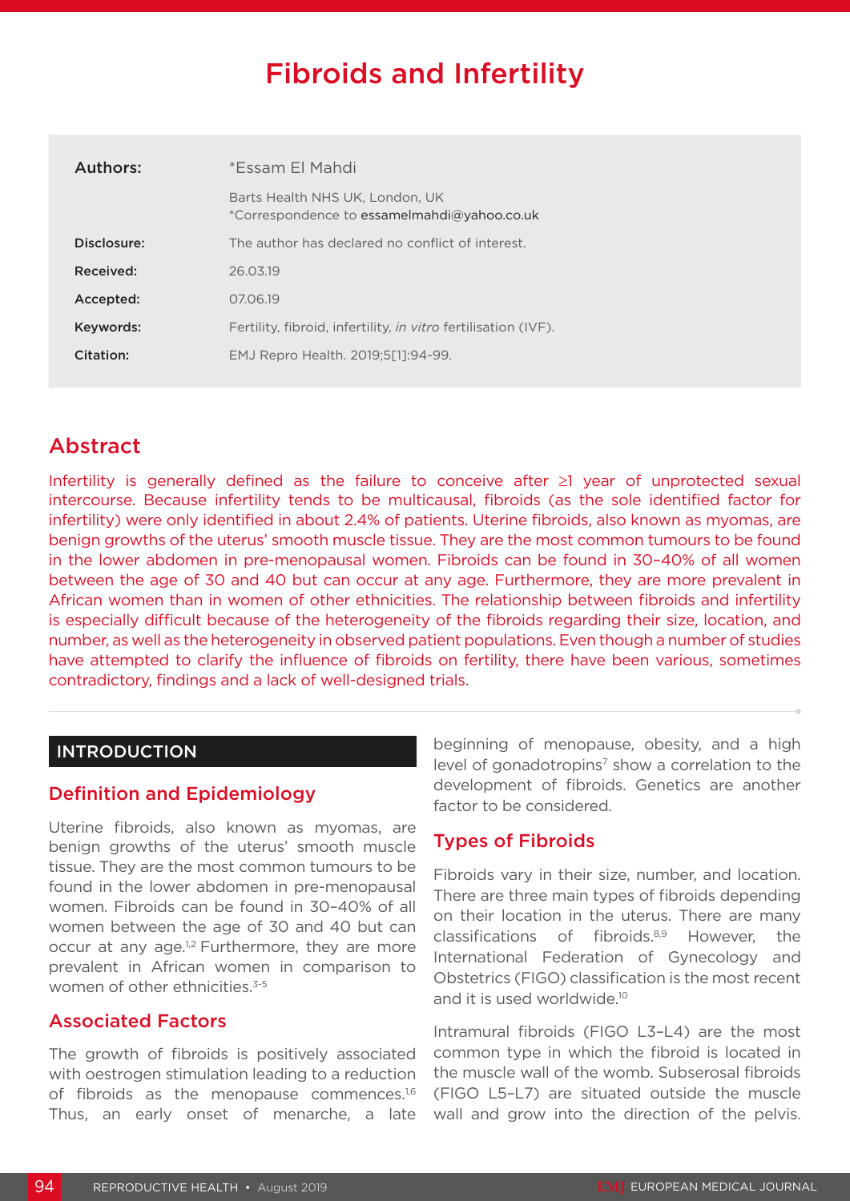# Fibroids and Infertility

| | |
|---|---|
| **Authors:** | *Essam El Mahdi |
| | Barts Health NHS UK, London, UK<br>*Correspondence to essamelmahdi@yahoo.co.uk |
| **Disclosure:** | The author has declared no conflict of interest. |
| **Received:** | 26.03.19 |
| **Accepted:** | 07.06.19 |
| **Keywords:** | Fertility, fibroid, infertility, *in vitro* fertilisation (IVF). |
| **Citation:** | EMJ Repro Health. 2019;5[1]:94-99. |

## Abstract

Infertility is generally defined as the failure to conceive after ≥1 year of unprotected sexual intercourse. Because infertility tends to be multicausal, fibroids (as the sole identified factor for infertility) were only identified in about 2.4% of patients. Uterine fibroids, also known as myomas, are benign growths of the uterus' smooth muscle tissue. They are the most common tumours to be found in the lower abdomen in pre-menopausal women. Fibroids can be found in 30–40% of all women between the age of 30 and 40 but can occur at any age. Furthermore, they are more prevalent in African women than in women of other ethnicities. The relationship between fibroids and infertility is especially difficult because of the heterogeneity of the fibroids regarding their size, location, and number, as well as the heterogeneity in observed patient populations. Even though a number of studies have attempted to clarify the influence of fibroids on fertility, there have been various, sometimes contradictory, findings and a lack of well-designed trials.

## INTRODUCTION

### Definition and Epidemiology

Uterine fibroids, also known as myomas, are benign growths of the uterus' smooth muscle tissue. They are the most common tumours to be found in the lower abdomen in pre-menopausal women. Fibroids can be found in 30–40% of all women between the age of 30 and 40 but can occur at any age.[1,2] Furthermore, they are more prevalent in African women in comparison to women of other ethnicities.[3-5]

### Associated Factors

The growth of fibroids is positively associated with oestrogen stimulation leading to a reduction of fibroids as the menopause commences.[1,6] Thus, an early onset of menarche, a late beginning of menopause, obesity, and a high level of gonadotropins[7] show a correlation to the development of fibroids. Genetics are another factor to be considered.

### Types of Fibroids

Fibroids vary in their size, number, and location. There are three main types of fibroids depending on their location in the uterus. There are many classifications of fibroids.[8,9] However, the International Federation of Gynecology and Obstetrics (FIGO) classification is the most recent and it is used worldwide.[10]

Intramural fibroids (FIGO L3–L4) are the most common type in which the fibroid is located in the muscle wall of the womb. Subserosal fibroids (FIGO L5–L7) are situated outside the muscle wall and grow into the direction of the pelvis.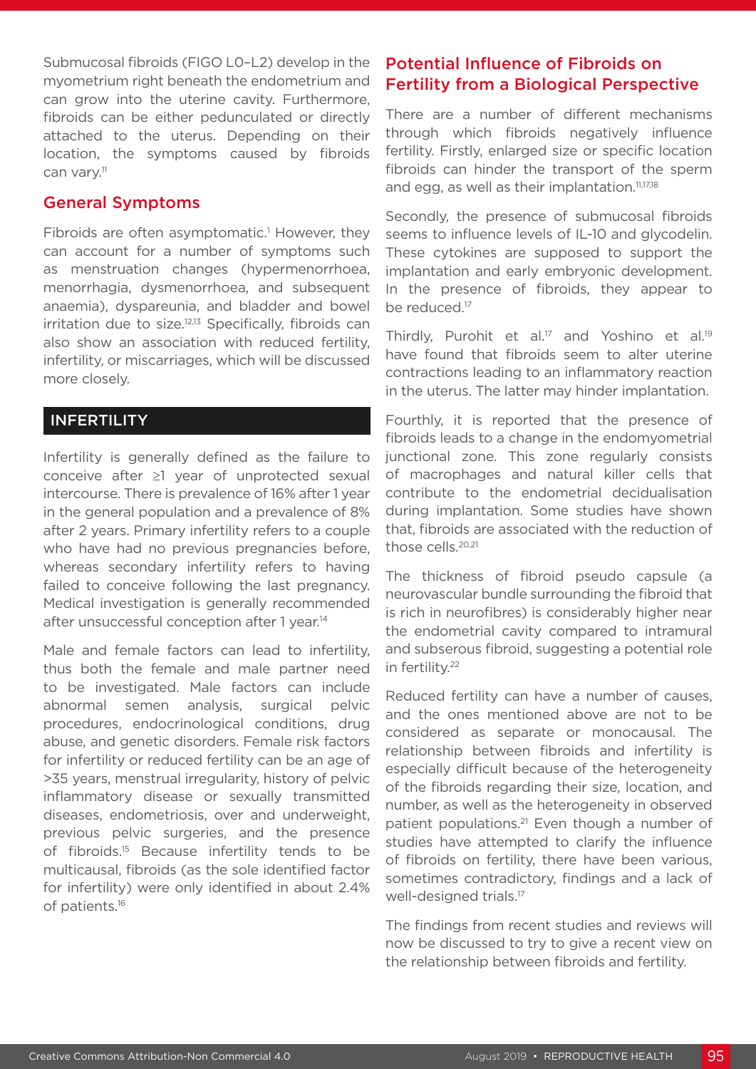Submucosal fibroids (FIGO L0–L2) develop in the myometrium right beneath the endometrium and can grow into the uterine cavity. Furthermore, fibroids can be either pedunculated or directly attached to the uterus. Depending on their location, the symptoms caused by fibroids can vary.[11]

## General Symptoms

Fibroids are often asymptomatic.[1] However, they can account for a number of symptoms such as menstruation changes (hypermenorrhoea, menorrhagia, dysmenorrhoea, and subsequent anaemia), dyspareunia, and bladder and bowel irritation due to size.[12,13] Specifically, fibroids can also show an association with reduced fertility, infertility, or miscarriages, which will be discussed more closely.

# INFERTILITY

Infertility is generally defined as the failure to conceive after ≥1 year of unprotected sexual intercourse. There is prevalence of 16% after 1 year in the general population and a prevalence of 8% after 2 years. Primary infertility refers to a couple who have had no previous pregnancies before, whereas secondary infertility refers to having failed to conceive following the last pregnancy. Medical investigation is generally recommended after unsuccessful conception after 1 year.[14]

Male and female factors can lead to infertility, thus both the female and male partner need to be investigated. Male factors can include abnormal semen analysis, surgical pelvic procedures, endocrinological conditions, drug abuse, and genetic disorders. Female risk factors for infertility or reduced fertility can be an age of >35 years, menstrual irregularity, history of pelvic inflammatory disease or sexually transmitted diseases, endometriosis, over and underweight, previous pelvic surgeries, and the presence of fibroids.[15] Because infertility tends to be multicausal, fibroids (as the sole identified factor for infertility) were only identified in about 2.4% of patients.[16]

## Potential Influence of Fibroids on Fertility from a Biological Perspective

There are a number of different mechanisms through which fibroids negatively influence fertility. Firstly, enlarged size or specific location fibroids can hinder the transport of the sperm and egg, as well as their implantation.[11,17,18]

Secondly, the presence of submucosal fibroids seems to influence levels of IL-10 and glycodelin. These cytokines are supposed to support the implantation and early embryonic development. In the presence of fibroids, they appear to be reduced.[17]

Thirdly, Purohit et al.[17] and Yoshino et al.[19] have found that fibroids seem to alter uterine contractions leading to an inflammatory reaction in the uterus. The latter may hinder implantation.

Fourthly, it is reported that the presence of fibroids leads to a change in the endomyometrial junctional zone. This zone regularly consists of macrophages and natural killer cells that contribute to the endometrial decidualisation during implantation. Some studies have shown that, fibroids are associated with the reduction of those cells.[20,21]

The thickness of fibroid pseudo capsule (a neurovascular bundle surrounding the fibroid that is rich in neurofibres) is considerably higher near the endometrial cavity compared to intramural and subserous fibroid, suggesting a potential role in fertility.[22]

Reduced fertility can have a number of causes, and the ones mentioned above are not to be considered as separate or monocausal. The relationship between fibroids and infertility is especially difficult because of the heterogeneity of the fibroids regarding their size, location, and number, as well as the heterogeneity in observed patient populations.[21] Even though a number of studies have attempted to clarify the influence of fibroids on fertility, there have been various, sometimes contradictory, findings and a lack of well-designed trials.[17]

The findings from recent studies and reviews will now be discussed to try to give a recent view on the relationship between fibroids and fertility.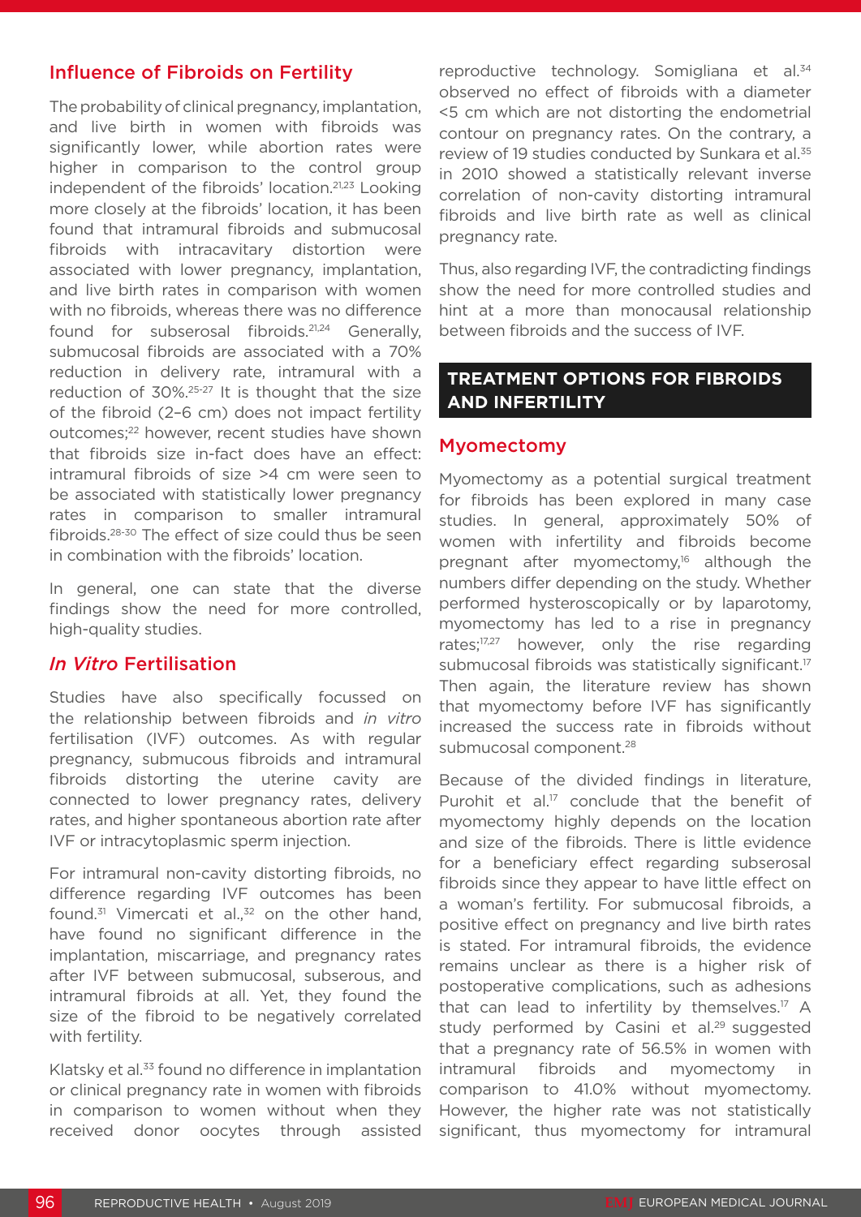### Influence of Fibroids on Fertility

The probability of clinical pregnancy, implantation, and live birth in women with fibroids was significantly lower, while abortion rates were higher in comparison to the control group independent of the fibroids' location.[21,23] Looking more closely at the fibroids' location, it has been found that intramural fibroids and submucosal fibroids with intracavitary distortion were associated with lower pregnancy, implantation, and live birth rates in comparison with women with no fibroids, whereas there was no difference found for subserosal fibroids.[21,24] Generally, submucosal fibroids are associated with a 70% reduction in delivery rate, intramural with a reduction of 30%.[25-27] It is thought that the size of the fibroid (2–6 cm) does not impact fertility outcomes;[22] however, recent studies have shown that fibroids size in-fact does have an effect: intramural fibroids of size >4 cm were seen to be associated with statistically lower pregnancy rates in comparison to smaller intramural fibroids.[28-30] The effect of size could thus be seen in combination with the fibroids' location.

In general, one can state that the diverse findings show the need for more controlled, high-quality studies.

### *In Vitro* Fertilisation

Studies have also specifically focussed on the relationship between fibroids and *in vitro* fertilisation (IVF) outcomes. As with regular pregnancy, submucous fibroids and intramural fibroids distorting the uterine cavity are connected to lower pregnancy rates, delivery rates, and higher spontaneous abortion rate after IVF or intracytoplasmic sperm injection.

For intramural non-cavity distorting fibroids, no difference regarding IVF outcomes has been found.[31] Vimercati et al.,[32] on the other hand, have found no significant difference in the implantation, miscarriage, and pregnancy rates after IVF between submucosal, subserous, and intramural fibroids at all. Yet, they found the size of the fibroid to be negatively correlated with fertility.

Klatsky et al.[33] found no difference in implantation or clinical pregnancy rate in women with fibroids in comparison to women without when they received donor oocytes through assisted reproductive technology. Somigliana et al.[34] observed no effect of fibroids with a diameter <5 cm which are not distorting the endometrial contour on pregnancy rates. On the contrary, a review of 19 studies conducted by Sunkara et al.[35] in 2010 showed a statistically relevant inverse correlation of non-cavity distorting intramural fibroids and live birth rate as well as clinical pregnancy rate.

Thus, also regarding IVF, the contradicting findings show the need for more controlled studies and hint at a more than monocausal relationship between fibroids and the success of IVF.

## TREATMENT OPTIONS FOR FIBROIDS AND INFERTILITY

### Myomectomy

Myomectomy as a potential surgical treatment for fibroids has been explored in many case studies. In general, approximately 50% of women with infertility and fibroids become pregnant after myomectomy,[16] although the numbers differ depending on the study. Whether performed hysteroscopically or by laparotomy, myomectomy has led to a rise in pregnancy rates;[17,27] however, only the rise regarding submucosal fibroids was statistically significant.[17] Then again, the literature review has shown that myomectomy before IVF has significantly increased the success rate in fibroids without submucosal component.[28]

Because of the divided findings in literature, Purohit et al.[17] conclude that the benefit of myomectomy highly depends on the location and size of the fibroids. There is little evidence for a beneficiary effect regarding subserosal fibroids since they appear to have little effect on a woman's fertility. For submucosal fibroids, a positive effect on pregnancy and live birth rates is stated. For intramural fibroids, the evidence remains unclear as there is a higher risk of postoperative complications, such as adhesions that can lead to infertility by themselves.[17] A study performed by Casini et al.[29] suggested that a pregnancy rate of 56.5% in women with intramural fibroids and myomectomy in comparison to 41.0% without myomectomy. However, the higher rate was not statistically significant, thus myomectomy for intramural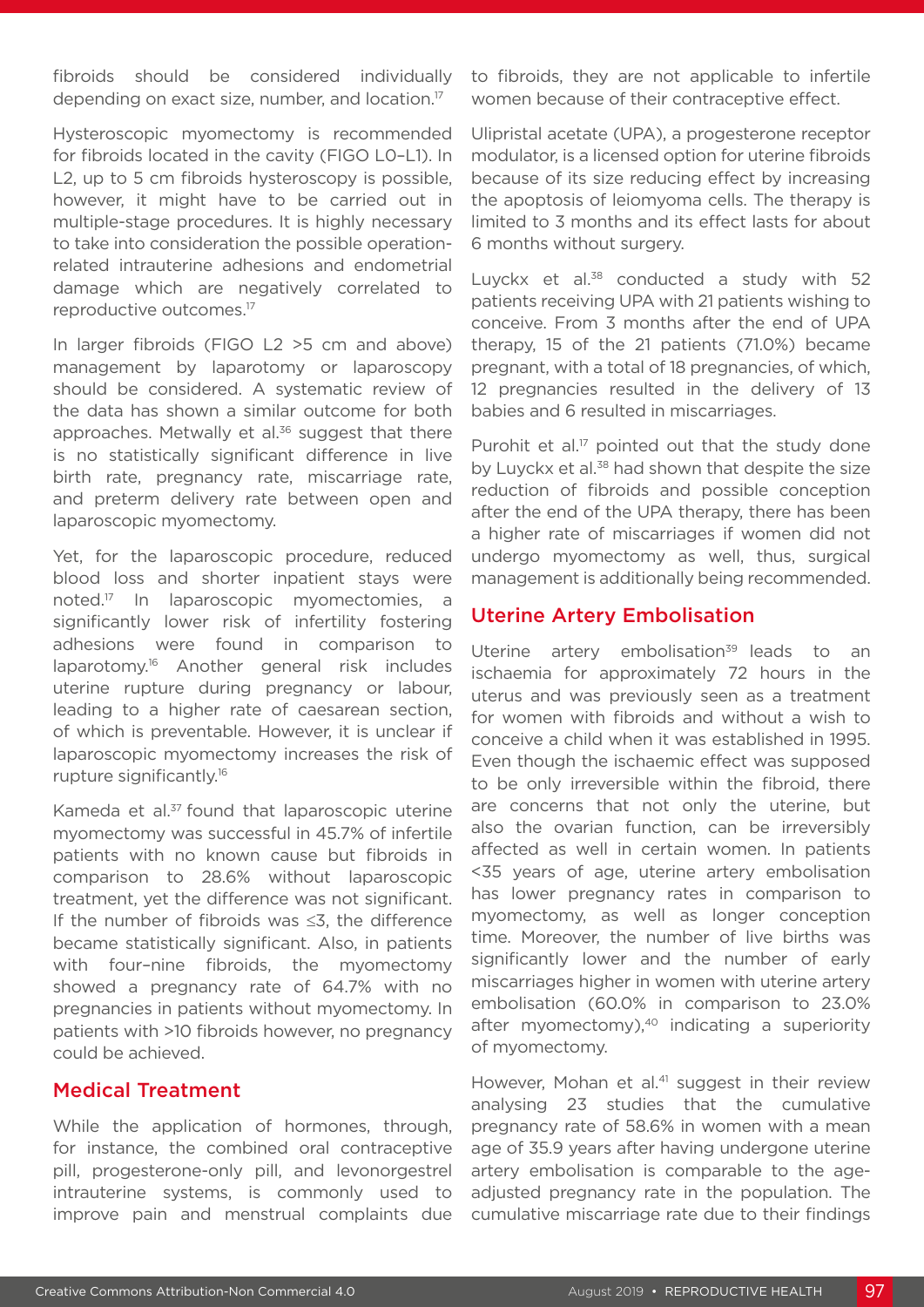fibroids should be considered individually depending on exact size, number, and location.[17]

Hysteroscopic myomectomy is recommended for fibroids located in the cavity (FIGO L0–L1). In L2, up to 5 cm fibroids hysteroscopy is possible, however, it might have to be carried out in multiple-stage procedures. It is highly necessary to take into consideration the possible operation-related intrauterine adhesions and endometrial damage which are negatively correlated to reproductive outcomes.[17]

In larger fibroids (FIGO L2 >5 cm and above) management by laparotomy or laparoscopy should be considered. A systematic review of the data has shown a similar outcome for both approaches. Metwally et al.[36] suggest that there is no statistically significant difference in live birth rate, pregnancy rate, miscarriage rate, and preterm delivery rate between open and laparoscopic myomectomy.

Yet, for the laparoscopic procedure, reduced blood loss and shorter inpatient stays were noted.[17] In laparoscopic myomectomies, a significantly lower risk of infertility fostering adhesions were found in comparison to laparotomy.[16] Another general risk includes uterine rupture during pregnancy or labour, leading to a higher rate of caesarean section, of which is preventable. However, it is unclear if laparoscopic myomectomy increases the risk of rupture significantly.[16]

Kameda et al.[37] found that laparoscopic uterine myomectomy was successful in 45.7% of infertile patients with no known cause but fibroids in comparison to 28.6% without laparoscopic treatment, yet the difference was not significant. If the number of fibroids was ≤3, the difference became statistically significant. Also, in patients with four–nine fibroids, the myomectomy showed a pregnancy rate of 64.7% with no pregnancies in patients without myomectomy. In patients with >10 fibroids however, no pregnancy could be achieved.

## Medical Treatment

While the application of hormones, through, for instance, the combined oral contraceptive pill, progesterone-only pill, and levonorgestrel intrauterine systems, is commonly used to improve pain and menstrual complaints due to fibroids, they are not applicable to infertile women because of their contraceptive effect.

Ulipristal acetate (UPA), a progesterone receptor modulator, is a licensed option for uterine fibroids because of its size reducing effect by increasing the apoptosis of leiomyoma cells. The therapy is limited to 3 months and its effect lasts for about 6 months without surgery.

Luyckx et al.[38] conducted a study with 52 patients receiving UPA with 21 patients wishing to conceive. From 3 months after the end of UPA therapy, 15 of the 21 patients (71.0%) became pregnant, with a total of 18 pregnancies, of which, 12 pregnancies resulted in the delivery of 13 babies and 6 resulted in miscarriages.

Purohit et al.[17] pointed out that the study done by Luyckx et al.[38] had shown that despite the size reduction of fibroids and possible conception after the end of the UPA therapy, there has been a higher rate of miscarriages if women did not undergo myomectomy as well, thus, surgical management is additionally being recommended.

## Uterine Artery Embolisation

Uterine artery embolisation[39] leads to an ischaemia for approximately 72 hours in the uterus and was previously seen as a treatment for women with fibroids and without a wish to conceive a child when it was established in 1995. Even though the ischaemic effect was supposed to be only irreversible within the fibroid, there are concerns that not only the uterine, but also the ovarian function, can be irreversibly affected as well in certain women. In patients <35 years of age, uterine artery embolisation has lower pregnancy rates in comparison to myomectomy, as well as longer conception time. Moreover, the number of live births was significantly lower and the number of early miscarriages higher in women with uterine artery embolisation (60.0% in comparison to 23.0% after myomectomy),[40] indicating a superiority of myomectomy.

However, Mohan et al.[41] suggest in their review analysing 23 studies that the cumulative pregnancy rate of 58.6% in women with a mean age of 35.9 years after having undergone uterine artery embolisation is comparable to the age-adjusted pregnancy rate in the population. The cumulative miscarriage rate due to their findings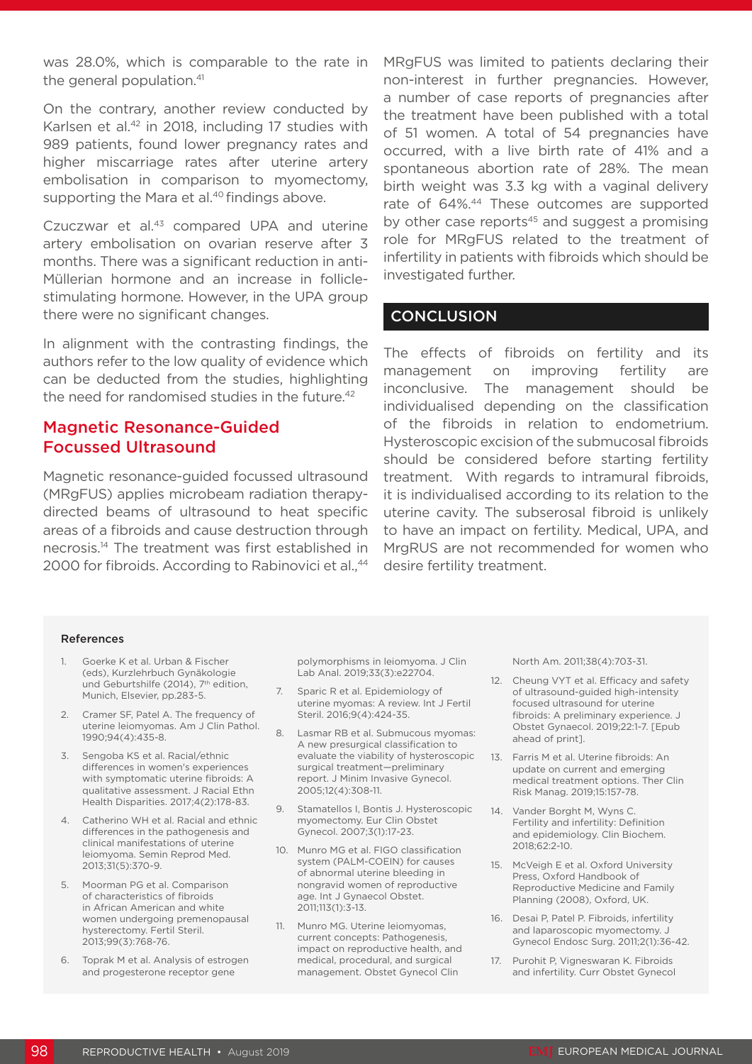was 28.0%, which is comparable to the rate in the general population.[41]

On the contrary, another review conducted by Karlsen et al.[42] in 2018, including 17 studies with 989 patients, found lower pregnancy rates and higher miscarriage rates after uterine artery embolisation in comparison to myomectomy, supporting the Mara et al.[40] findings above.

Czuczwar et al.[43] compared UPA and uterine artery embolisation on ovarian reserve after 3 months. There was a significant reduction in anti-Müllerian hormone and an increase in follicle-stimulating hormone. However, in the UPA group there were no significant changes.

In alignment with the contrasting findings, the authors refer to the low quality of evidence which can be deducted from the studies, highlighting the need for randomised studies in the future.[42]

### Magnetic Resonance-Guided Focussed Ultrasound

Magnetic resonance-guided focussed ultrasound (MRgFUS) applies microbeam radiation therapy-directed beams of ultrasound to heat specific areas of a fibroids and cause destruction through necrosis.[14] The treatment was first established in 2000 for fibroids. According to Rabinovici et al.,[44] MRgFUS was limited to patients declaring their non-interest in further pregnancies. However, a number of case reports of pregnancies after the treatment have been published with a total of 51 women. A total of 54 pregnancies have occurred, with a live birth rate of 41% and a spontaneous abortion rate of 28%. The mean birth weight was 3.3 kg with a vaginal delivery rate of 64%.[44] These outcomes are supported by other case reports[45] and suggest a promising role for MRgFUS related to the treatment of infertility in patients with fibroids which should be investigated further.

## CONCLUSION

The effects of fibroids on fertility and its management on improving fertility are inconclusive. The management should be individualised depending on the classification of the fibroids in relation to endometrium. Hysteroscopic excision of the submucosal fibroids should be considered before starting fertility treatment. With regards to intramural fibroids, it is individualised according to its relation to the uterine cavity. The subserosal fibroid is unlikely to have an impact on fertility. Medical, UPA, and MrgRUS are not recommended for women who desire fertility treatment.

#### References

1. Goerke K et al. Urban & Fischer (eds), Kurzlehrbuch Gynäkologie und Geburtshilfe (2014), 7th edition, Munich, Elsevier, pp.283-5.
2. Cramer SF, Patel A. The frequency of uterine leiomyomas. Am J Clin Pathol. 1990;94(4):435-8.
3. Sengoba KS et al. Racial/ethnic differences in women's experiences with symptomatic uterine fibroids: A qualitative assessment. J Racial Ethn Health Disparities. 2017;4(2):178-83.
4. Catherino WH et al. Racial and ethnic differences in the pathogenesis and clinical manifestations of uterine leiomyoma. Semin Reprod Med. 2013;31(5):370-9.
5. Moorman PG et al. Comparison of characteristics of fibroids in African American and white women undergoing premenopausal hysterectomy. Fertil Steril. 2013;99(3):768-76.
6. Toprak M et al. Analysis of estrogen and progesterone receptor gene polymorphisms in leiomyoma. J Clin Lab Anal. 2019;33(3):e22704.
7. Sparic R et al. Epidemiology of uterine myomas: A review. Int J Fertil Steril. 2016;9(4):424-35.
8. Lasmar RB et al. Submucous myomas: A new presurgical classification to evaluate the viability of hysteroscopic surgical treatment—preliminary report. J Minim Invasive Gynecol. 2005;12(4):308-11.
9. Stamatellos I, Bontis J. Hysteroscopic myomectomy. Eur Clin Obstet Gynecol. 2007;3(1):17-23.
10. Munro MG et al. FIGO classification system (PALM-COEIN) for causes of abnormal uterine bleeding in nongravid women of reproductive age. Int J Gynaecol Obstet. 2011;113(1):3-13.
11. Munro MG. Uterine leiomyomas, current concepts: Pathogenesis, impact on reproductive health, and medical, procedural, and surgical management. Obstet Gynecol Clin North Am. 2011;38(4):703-31.
12. Cheung VYT et al. Efficacy and safety of ultrasound-guided high-intensity focused ultrasound for uterine fibroids: A preliminary experience. J Obstet Gynaecol. 2019;22:1-7. [Epub ahead of print].
13. Farris M et al. Uterine fibroids: An update on current and emerging medical treatment options. Ther Clin Risk Manag. 2019;15:157-78.
14. Vander Borght M, Wyns C. Fertility and infertility: Definition and epidemiology. Clin Biochem. 2018;62:2-10.
15. McVeigh E et al. Oxford University Press, Oxford Handbook of Reproductive Medicine and Family Planning (2008), Oxford, UK.
16. Desai P, Patel P. Fibroids, infertility and laparoscopic myomectomy. J Gynecol Endosc Surg. 2011;2(1):36-42.
17. Purohit P, Vigneswaran K. Fibroids and infertility. Curr Obstet Gynecol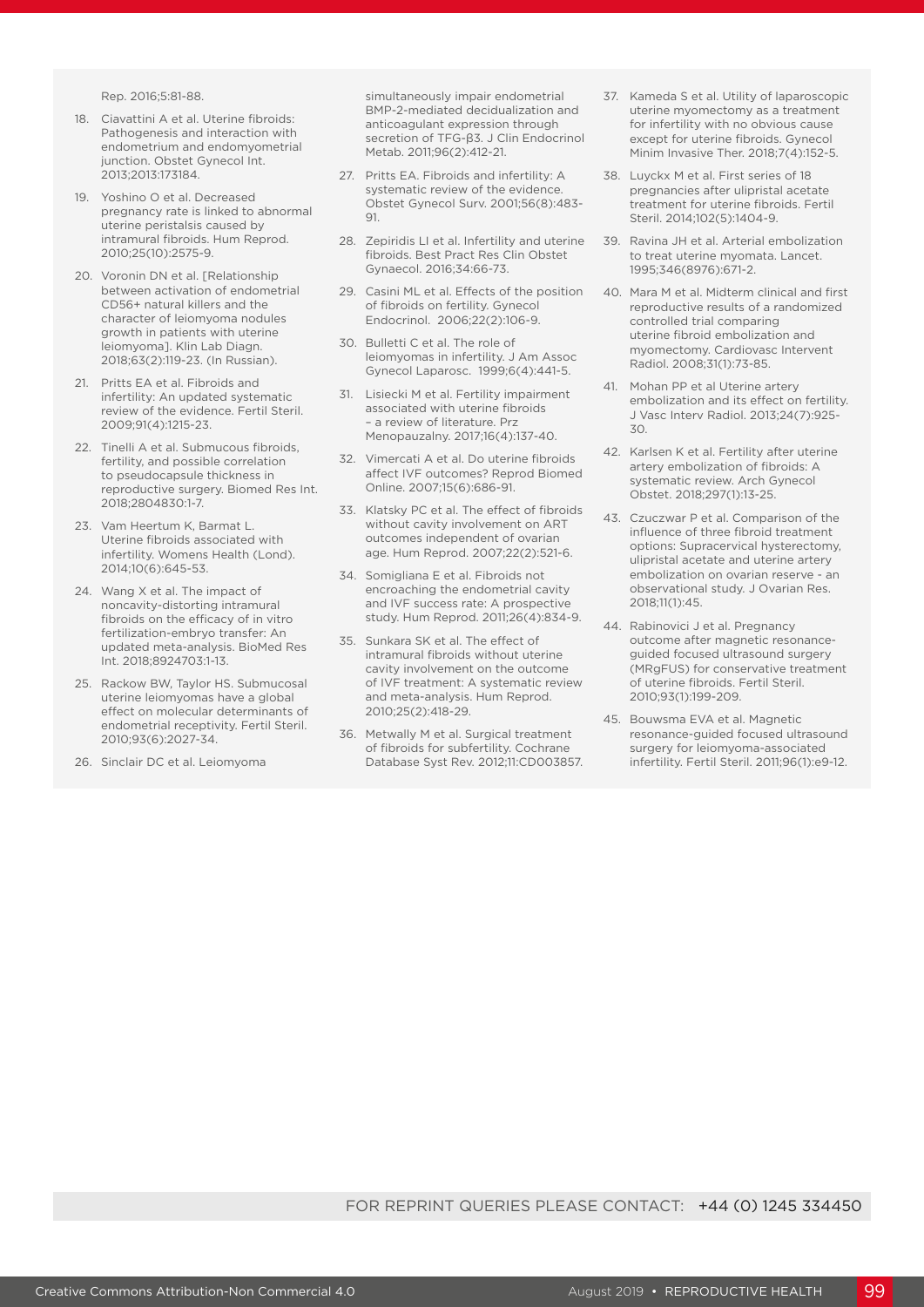Rep. 2016;5:81-88.

18. Ciavattini A et al. Uterine fibroids: Pathogenesis and interaction with endometrium and endomyometrial junction. Obstet Gynecol Int. 2013;2013:173184.
19. Yoshino O et al. Decreased pregnancy rate is linked to abnormal uterine peristalsis caused by intramural fibroids. Hum Reprod. 2010;25(10):2575-9.
20. Voronin DN et al. [Relationship between activation of endometrial CD56+ natural killers and the character of leiomyoma nodules growth in patients with uterine leiomyoma]. Klin Lab Diagn. 2018;63(2):119-23. (In Russian).
21. Pritts EA et al. Fibroids and infertility: An updated systematic review of the evidence. Fertil Steril. 2009;91(4):1215-23.
22. Tinelli A et al. Submucous fibroids, fertility, and possible correlation to pseudocapsule thickness in reproductive surgery. Biomed Res Int. 2018;2804830:1-7.
23. Vam Heertum K, Barmat L. Uterine fibroids associated with infertility. Womens Health (Lond). 2014;10(6):645-53.
24. Wang X et al. The impact of noncavity-distorting intramural fibroids on the efficacy of in vitro fertilization-embryo transfer: An updated meta-analysis. BioMed Res Int. 2018;8924703:1-13.
25. Rackow BW, Taylor HS. Submucosal uterine leiomyomas have a global effect on molecular determinants of endometrial receptivity. Fertil Steril. 2010;93(6):2027-34.
26. Sinclair DC et al. Leiomyoma simultaneously impair endometrial BMP-2-mediated decidualization and anticoagulant expression through secretion of TFG-β3. J Clin Endocrinol Metab. 2011;96(2):412-21.
27. Pritts EA. Fibroids and infertility: A systematic review of the evidence. Obstet Gynecol Surv. 2001;56(8):483-91.
28. Zepiridis LI et al. Infertility and uterine fibroids. Best Pract Res Clin Obstet Gynaecol. 2016;34:66-73.
29. Casini ML et al. Effects of the position of fibroids on fertility. Gynecol Endocrinol. 2006;22(2):106-9.
30. Bulletti C et al. The role of leiomyomas in infertility. J Am Assoc Gynecol Laparosc. 1999;6(4):441-5.
31. Lisiecki M et al. Fertility impairment associated with uterine fibroids – a review of literature. Prz Menopauzalny. 2017;16(4):137-40.
32. Vimercati A et al. Do uterine fibroids affect IVF outcomes? Reprod Biomed Online. 2007;15(6):686-91.
33. Klatsky PC et al. The effect of fibroids without cavity involvement on ART outcomes independent of ovarian age. Hum Reprod. 2007;22(2):521-6.
34. Somigliana E et al. Fibroids not encroaching the endometrial cavity and IVF success rate: A prospective study. Hum Reprod. 2011;26(4):834-9.
35. Sunkara SK et al. The effect of intramural fibroids without uterine cavity involvement on the outcome of IVF treatment: A systematic review and meta-analysis. Hum Reprod. 2010;25(2):418-29.
36. Metwally M et al. Surgical treatment of fibroids for subfertility. Cochrane Database Syst Rev. 2012;11:CD003857.
37. Kameda S et al. Utility of laparoscopic uterine myomectomy as a treatment for infertility with no obvious cause except for uterine fibroids. Gynecol Minim Invasive Ther. 2018;7(4):152-5.
38. Luyckx M et al. First series of 18 pregnancies after ulipristal acetate treatment for uterine fibroids. Fertil Steril. 2014;102(5):1404-9.
39. Ravina JH et al. Arterial embolization to treat uterine myomata. Lancet. 1995;346(8976):671-2.
40. Mara M et al. Midterm clinical and first reproductive results of a randomized controlled trial comparing uterine fibroid embolization and myomectomy. Cardiovasc Intervent Radiol. 2008;31(1):73-85.
41. Mohan PP et al Uterine artery embolization and its effect on fertility. J Vasc Interv Radiol. 2013;24(7):925-30.
42. Karlsen K et al. Fertility after uterine artery embolization of fibroids: A systematic review. Arch Gynecol Obstet. 2018;297(1):13-25.
43. Czuczwar P et al. Comparison of the influence of three fibroid treatment options: Supracervical hysterectomy, ulipristal acetate and uterine artery embolization on ovarian reserve - an observational study. J Ovarian Res. 2018;11(1):45.
44. Rabinovici J et al. Pregnancy outcome after magnetic resonance-guided focused ultrasound surgery (MRgFUS) for conservative treatment of uterine fibroids. Fertil Steril. 2010;93(1):199-209.
45. Bouwsma EVA et al. Magnetic resonance-guided focused ultrasound surgery for leiomyoma-associated infertility. Fertil Steril. 2011;96(1):e9-12.

FOR REPRINT QUERIES PLEASE CONTACT: +44 (0) 1245 334450

Creative Commons Attribution-Non Commercial 4.0